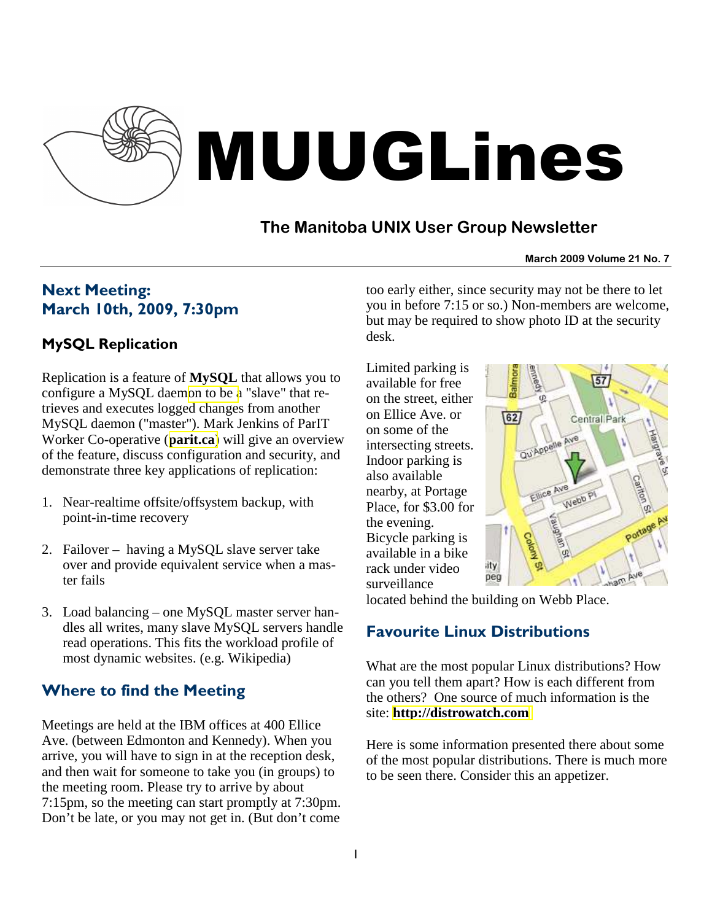# MUUGLines

## The Manitoba UNIX User Group Newsletter

**March 2009 Volume 21 No. 7**

## Next Meeting: March 10th, 2009, 7:30pm

### MySQL Replication

Replication is a feature of **MySQL** that allows you to configure a MySQL daemon to be a "slave" that retrieves and executes logged changes from another MySQL daemon ("master"). Mark Jenkins of ParIT Worker Co-operative (**parit.ca**) will give an overview of the feature, discuss configuration and security, and demonstrate three key applications of replication:

1. Near-realtime offsite/offsystem backup, with point-in-time recovery
2. Failover – having a MySQL slave server take over and provide equivalent service when a master fails
3. Load balancing – one MySQL master server handles all writes, many slave MySQL servers handle read operations. This fits the workload profile of most dynamic websites. (e.g. Wikipedia)

## Where to find the Meeting

Meetings are held at the IBM offices at 400 Ellice Ave. (between Edmonton and Kennedy). When you arrive, you will have to sign in at the reception desk, and then wait for someone to take you (in groups) to the meeting room. Please try to arrive by about 7:15pm, so the meeting can start promptly at 7:30pm. Don't be late, or you may not get in. (But don't come too early either, since security may not be there to let you in before 7:15 or so.) Non-members are welcome, but may be required to show photo ID at the security desk.

Limited parking is available for free on the street, either on Ellice Ave. or on some of the intersecting streets. Indoor parking is also available nearby, at Portage Place, for $3.00 for the evening. Bicycle parking is available in a bike rack under video surveillance located behind the building on Webb Place.

## Favourite Linux Distributions

What are the most popular Linux distributions? How can you tell them apart? How is each different from the others? One source of much information is the site: **http://distrowatch.com**

Here is some information presented there about some of the most popular distributions. There is much more to be seen there. Consider this an appetizer.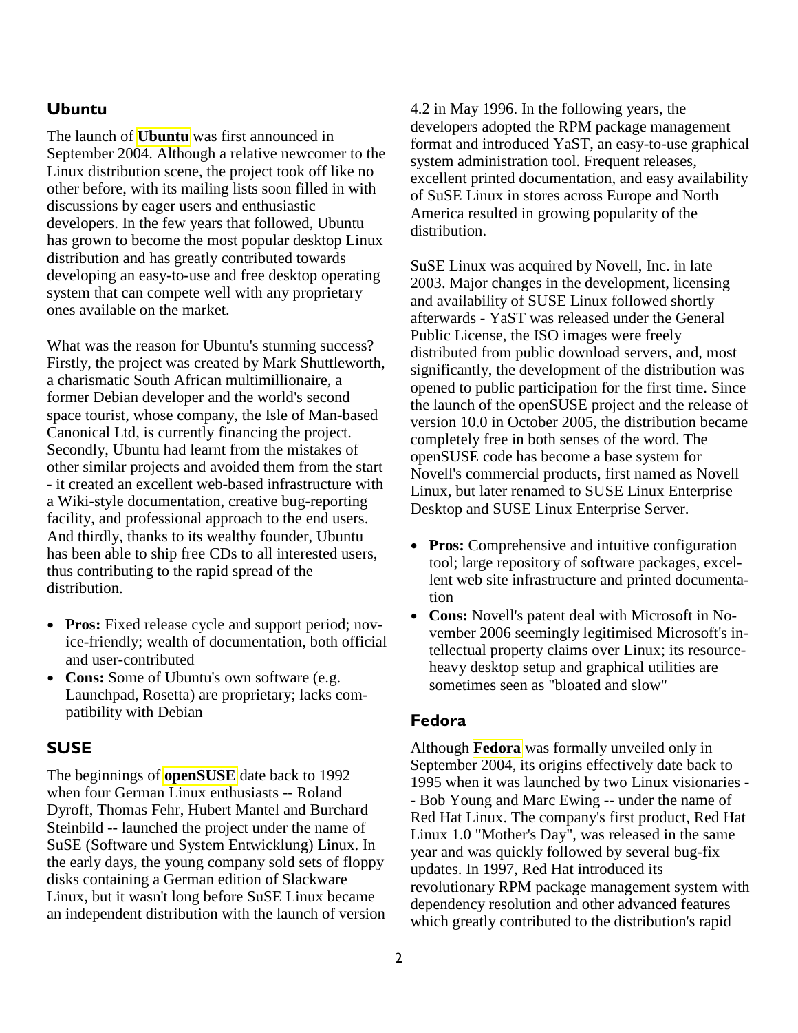## Ubuntu

The launch of **Ubuntu** was first announced in September 2004. Although a relative newcomer to the Linux distribution scene, the project took off like no other before, with its mailing lists soon filled in with discussions by eager users and enthusiastic developers. In the few years that followed, Ubuntu has grown to become the most popular desktop Linux distribution and has greatly contributed towards developing an easy-to-use and free desktop operating system that can compete well with any proprietary ones available on the market.

What was the reason for Ubuntu's stunning success? Firstly, the project was created by Mark Shuttleworth, a charismatic South African multimillionaire, a former Debian developer and the world's second space tourist, whose company, the Isle of Man-based Canonical Ltd, is currently financing the project. Secondly, Ubuntu had learnt from the mistakes of other similar projects and avoided them from the start - it created an excellent web-based infrastructure with a Wiki-style documentation, creative bug-reporting facility, and professional approach to the end users. And thirdly, thanks to its wealthy founder, Ubuntu has been able to ship free CDs to all interested users, thus contributing to the rapid spread of the distribution.

- **Pros:** Fixed release cycle and support period; novice-friendly; wealth of documentation, both official and user-contributed
- **Cons:** Some of Ubuntu's own software (e.g. Launchpad, Rosetta) are proprietary; lacks compatibility with Debian

## SUSE

The beginnings of **openSUSE** date back to 1992 when four German Linux enthusiasts -- Roland Dyroff, Thomas Fehr, Hubert Mantel and Burchard Steinbild -- launched the project under the name of SuSE (Software und System Entwicklung) Linux. In the early days, the young company sold sets of floppy disks containing a German edition of Slackware Linux, but it wasn't long before SuSE Linux became an independent distribution with the launch of version 4.2 in May 1996. In the following years, the developers adopted the RPM package management format and introduced YaST, an easy-to-use graphical system administration tool. Frequent releases, excellent printed documentation, and easy availability of SuSE Linux in stores across Europe and North America resulted in growing popularity of the distribution.

SuSE Linux was acquired by Novell, Inc. in late 2003. Major changes in the development, licensing and availability of SUSE Linux followed shortly afterwards - YaST was released under the General Public License, the ISO images were freely distributed from public download servers, and, most significantly, the development of the distribution was opened to public participation for the first time. Since the launch of the openSUSE project and the release of version 10.0 in October 2005, the distribution became completely free in both senses of the word. The openSUSE code has become a base system for Novell's commercial products, first named as Novell Linux, but later renamed to SUSE Linux Enterprise Desktop and SUSE Linux Enterprise Server.

- **Pros:** Comprehensive and intuitive configuration tool; large repository of software packages, excellent web site infrastructure and printed documentation
- **Cons:** Novell's patent deal with Microsoft in November 2006 seemingly legitimised Microsoft's intellectual property claims over Linux; its resource-heavy desktop setup and graphical utilities are sometimes seen as "bloated and slow"

## Fedora

Although **Fedora** was formally unveiled only in September 2004, its origins effectively date back to 1995 when it was launched by two Linux visionaries -- Bob Young and Marc Ewing -- under the name of Red Hat Linux. The company's first product, Red Hat Linux 1.0 "Mother's Day", was released in the same year and was quickly followed by several bug-fix updates. In 1997, Red Hat introduced its revolutionary RPM package management system with dependency resolution and other advanced features which greatly contributed to the distribution's rapid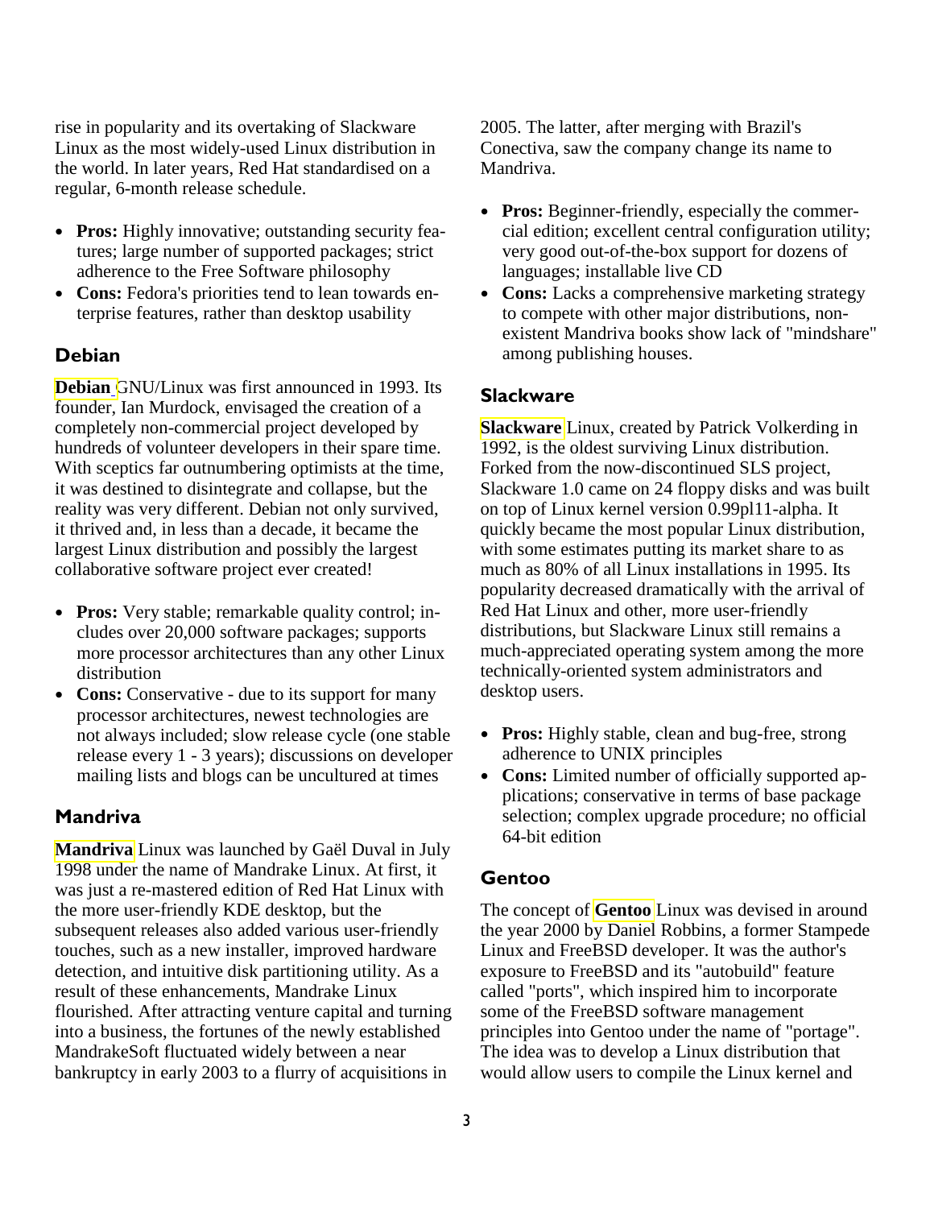rise in popularity and its overtaking of Slackware Linux as the most widely-used Linux distribution in the world. In later years, Red Hat standardised on a regular, 6-month release schedule.

- **Pros:** Highly innovative; outstanding security features; large number of supported packages; strict adherence to the Free Software philosophy
- **Cons:** Fedora's priorities tend to lean towards enterprise features, rather than desktop usability

## Debian

**Debian** GNU/Linux was first announced in 1993. Its founder, Ian Murdock, envisaged the creation of a completely non-commercial project developed by hundreds of volunteer developers in their spare time. With sceptics far outnumbering optimists at the time, it was destined to disintegrate and collapse, but the reality was very different. Debian not only survived, it thrived and, in less than a decade, it became the largest Linux distribution and possibly the largest collaborative software project ever created!

- **Pros:** Very stable; remarkable quality control; includes over 20,000 software packages; supports more processor architectures than any other Linux distribution
- **Cons:** Conservative - due to its support for many processor architectures, newest technologies are not always included; slow release cycle (one stable release every 1 - 3 years); discussions on developer mailing lists and blogs can be uncultured at times

## Mandriva

**Mandriva** Linux was launched by Gaël Duval in July 1998 under the name of Mandrake Linux. At first, it was just a re-mastered edition of Red Hat Linux with the more user-friendly KDE desktop, but the subsequent releases also added various user-friendly touches, such as a new installer, improved hardware detection, and intuitive disk partitioning utility. As a result of these enhancements, Mandrake Linux flourished. After attracting venture capital and turning into a business, the fortunes of the newly established MandrakeSoft fluctuated widely between a near bankruptcy in early 2003 to a flurry of acquisitions in 2005. The latter, after merging with Brazil's Conectiva, saw the company change its name to Mandriva.

- **Pros:** Beginner-friendly, especially the commercial edition; excellent central configuration utility; very good out-of-the-box support for dozens of languages; installable live CD
- **Cons:** Lacks a comprehensive marketing strategy to compete with other major distributions, non-existent Mandriva books show lack of "mindshare" among publishing houses.

## Slackware

**Slackware** Linux, created by Patrick Volkerding in 1992, is the oldest surviving Linux distribution. Forked from the now-discontinued SLS project, Slackware 1.0 came on 24 floppy disks and was built on top of Linux kernel version 0.99pl11-alpha. It quickly became the most popular Linux distribution, with some estimates putting its market share to as much as 80% of all Linux installations in 1995. Its popularity decreased dramatically with the arrival of Red Hat Linux and other, more user-friendly distributions, but Slackware Linux still remains a much-appreciated operating system among the more technically-oriented system administrators and desktop users.

- **Pros:** Highly stable, clean and bug-free, strong adherence to UNIX principles
- **Cons:** Limited number of officially supported applications; conservative in terms of base package selection; complex upgrade procedure; no official 64-bit edition

## Gentoo

The concept of **Gentoo** Linux was devised in around the year 2000 by Daniel Robbins, a former Stampede Linux and FreeBSD developer. It was the author's exposure to FreeBSD and its "autobuild" feature called "ports", which inspired him to incorporate some of the FreeBSD software management principles into Gentoo under the name of "portage". The idea was to develop a Linux distribution that would allow users to compile the Linux kernel and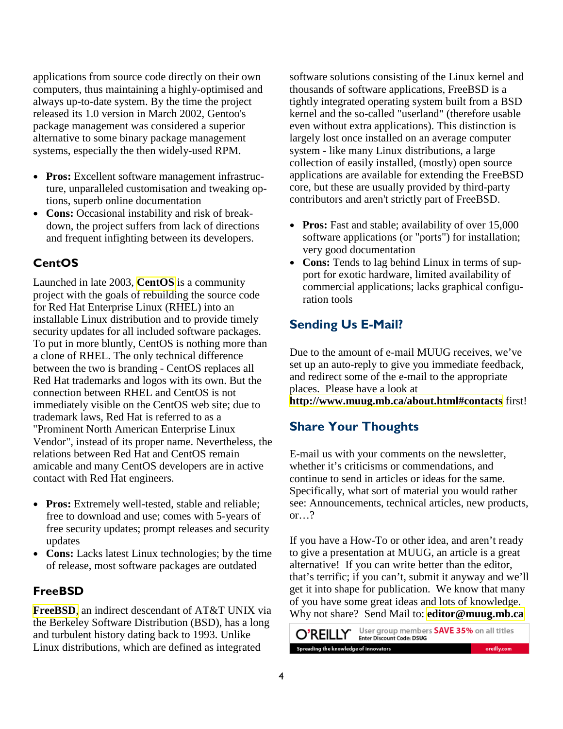applications from source code directly on their own computers, thus maintaining a highly-optimised and always up-to-date system. By the time the project released its 1.0 version in March 2002, Gentoo's package management was considered a superior alternative to some binary package management systems, especially the then widely-used RPM.

- **Pros:** Excellent software management infrastructure, unparalleled customisation and tweaking options, superb online documentation
- **Cons:** Occasional instability and risk of breakdown, the project suffers from lack of directions and frequent infighting between its developers.

### CentOS

Launched in late 2003, **CentOS** is a community project with the goals of rebuilding the source code for Red Hat Enterprise Linux (RHEL) into an installable Linux distribution and to provide timely security updates for all included software packages. To put in more bluntly, CentOS is nothing more than a clone of RHEL. The only technical difference between the two is branding - CentOS replaces all Red Hat trademarks and logos with its own. But the connection between RHEL and CentOS is not immediately visible on the CentOS web site; due to trademark laws, Red Hat is referred to as a "Prominent North American Enterprise Linux Vendor", instead of its proper name. Nevertheless, the relations between Red Hat and CentOS remain amicable and many CentOS developers are in active contact with Red Hat engineers.

- **Pros:** Extremely well-tested, stable and reliable; free to download and use; comes with 5-years of free security updates; prompt releases and security updates
- **Cons:** Lacks latest Linux technologies; by the time of release, most software packages are outdated

### FreeBSD

**FreeBSD**, an indirect descendant of AT&T UNIX via the Berkeley Software Distribution (BSD), has a long and turbulent history dating back to 1993. Unlike Linux distributions, which are defined as integrated software solutions consisting of the Linux kernel and thousands of software applications, FreeBSD is a tightly integrated operating system built from a BSD kernel and the so-called "userland" (therefore usable even without extra applications). This distinction is largely lost once installed on an average computer system - like many Linux distributions, a large collection of easily installed, (mostly) open source applications are available for extending the FreeBSD core, but these are usually provided by third-party contributors and aren't strictly part of FreeBSD.

- **Pros:** Fast and stable; availability of over 15,000 software applications (or "ports") for installation; very good documentation
- **Cons:** Tends to lag behind Linux in terms of support for exotic hardware, limited availability of commercial applications; lacks graphical configuration tools

## Sending Us E-Mail?

Due to the amount of e-mail MUUG receives, we've set up an auto-reply to give you immediate feedback, and redirect some of the e-mail to the appropriate places. Please have a look at **http://www.muug.mb.ca/about.html#contacts** first!

## Share Your Thoughts

E-mail us with your comments on the newsletter, whether it's criticisms or commendations, and continue to send in articles or ideas for the same. Specifically, what sort of material you would rather see: Announcements, technical articles, new products, or…?

If you have a How-To or other idea, and aren't ready to give a presentation at MUUG, an article is a great alternative! If you can write better than the editor, that's terrific; if you can't, submit it anyway and we'll get it into shape for publication. We know that many of you have some great ideas and lots of knowledge. Why not share? Send Mail to: **editor@muug.mb.ca**

O'REILLY — User group members **SAVE 35%** on all titles. Enter Discount Code: DSUG
Spreading the knowledge of innovators — oreilly.com